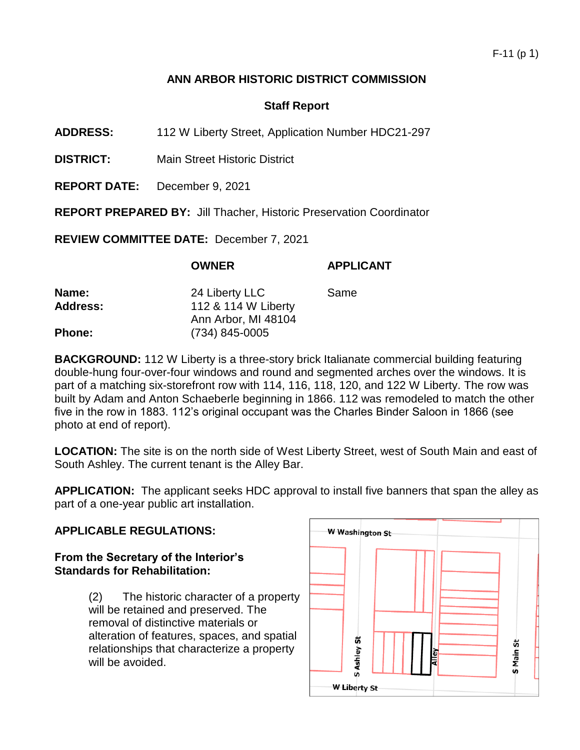# ANN ARBOR HISTORIC DISTRICT COMMISSION

## Staff Report

**ADDRESS:** 112 W Liberty Street, Application Number HDC21-297

**DISTRICT:** Main Street Historic District

**REPORT DATE:** December 9, 2021

**REPORT PREPARED BY:** Jill Thacher, Historic Preservation Coordinator

**REVIEW COMMITTEE DATE:** December 7, 2021

| | OWNER | APPLICANT |
|---|---|---|
| **Name:** | 24 Liberty LLC | Same |
| **Address:** | 112 & 114 W Liberty<br>Ann Arbor, MI 48104 | |
| **Phone:** | (734) 845-0005 | |

**BACKGROUND:** 112 W Liberty is a three-story brick Italianate commercial building featuring double-hung four-over-four windows and round and segmented arches over the windows. It is part of a matching six-storefront row with 114, 116, 118, 120, and 122 W Liberty. The row was built by Adam and Anton Schaeberle beginning in 1866. 112 was remodeled to match the other five in the row in 1883. 112's original occupant was the Charles Binder Saloon in 1866 (see photo at end of report).

**LOCATION:** The site is on the north side of West Liberty Street, west of South Main and east of South Ashley. The current tenant is the Alley Bar.

**APPLICATION:** The applicant seeks HDC approval to install five banners that span the alley as part of a one-year public art installation.

**APPLICABLE REGULATIONS:**

**From the Secretary of the Interior's Standards for Rehabilitation:**

> (2) The historic character of a property will be retained and preserved. The removal of distinctive materials or alteration of features, spaces, and spatial relationships that characterize a property will be avoided.

W Washington St
S Ashley St
Alley
S Main St
W Liberty St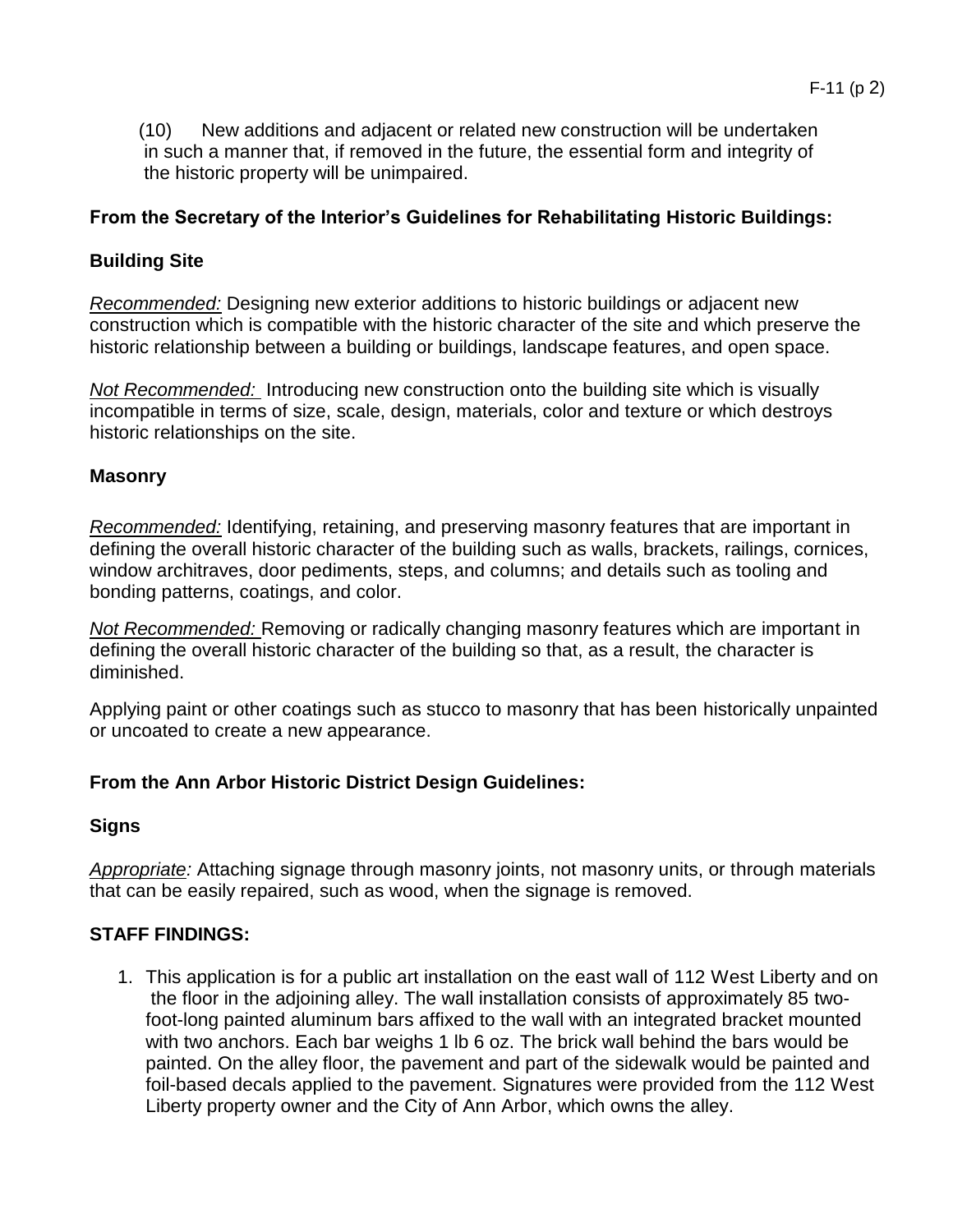(10) New additions and adjacent or related new construction will be undertaken in such a manner that, if removed in the future, the essential form and integrity of the historic property will be unimpaired.

**From the Secretary of the Interior's Guidelines for Rehabilitating Historic Buildings:**

**Building Site**

*Recommended:* Designing new exterior additions to historic buildings or adjacent new construction which is compatible with the historic character of the site and which preserve the historic relationship between a building or buildings, landscape features, and open space.

*Not Recommended:* Introducing new construction onto the building site which is visually incompatible in terms of size, scale, design, materials, color and texture or which destroys historic relationships on the site.

**Masonry**

*Recommended:* Identifying, retaining, and preserving masonry features that are important in defining the overall historic character of the building such as walls, brackets, railings, cornices, window architraves, door pediments, steps, and columns; and details such as tooling and bonding patterns, coatings, and color.

*Not Recommended:* Removing or radically changing masonry features which are important in defining the overall historic character of the building so that, as a result, the character is diminished.

Applying paint or other coatings such as stucco to masonry that has been historically unpainted or uncoated to create a new appearance.

**From the Ann Arbor Historic District Design Guidelines:**

**Signs**

*Appropriate:* Attaching signage through masonry joints, not masonry units, or through materials that can be easily repaired, such as wood, when the signage is removed.

**STAFF FINDINGS:**

1. This application is for a public art installation on the east wall of 112 West Liberty and on the floor in the adjoining alley. The wall installation consists of approximately 85 two-foot-long painted aluminum bars affixed to the wall with an integrated bracket mounted with two anchors. Each bar weighs 1 lb 6 oz. The brick wall behind the bars would be painted. On the alley floor, the pavement and part of the sidewalk would be painted and foil-based decals applied to the pavement. Signatures were provided from the 112 West Liberty property owner and the City of Ann Arbor, which owns the alley.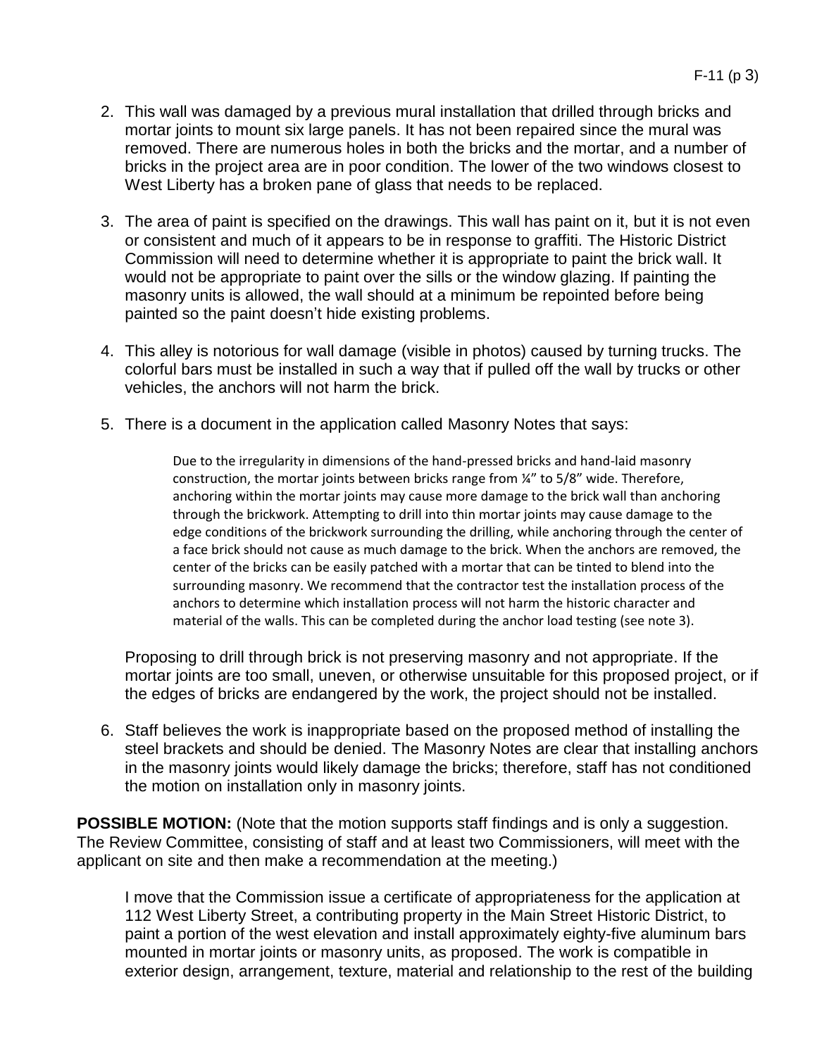2. This wall was damaged by a previous mural installation that drilled through bricks and mortar joints to mount six large panels. It has not been repaired since the mural was removed. There are numerous holes in both the bricks and the mortar, and a number of bricks in the project area are in poor condition. The lower of the two windows closest to West Liberty has a broken pane of glass that needs to be replaced.

3. The area of paint is specified on the drawings. This wall has paint on it, but it is not even or consistent and much of it appears to be in response to graffiti. The Historic District Commission will need to determine whether it is appropriate to paint the brick wall. It would not be appropriate to paint over the sills or the window glazing. If painting the masonry units is allowed, the wall should at a minimum be repointed before being painted so the paint doesn't hide existing problems.

4. This alley is notorious for wall damage (visible in photos) caused by turning trucks. The colorful bars must be installed in such a way that if pulled off the wall by trucks or other vehicles, the anchors will not harm the brick.

5. There is a document in the application called Masonry Notes that says:

   > Due to the irregularity in dimensions of the hand-pressed bricks and hand-laid masonry construction, the mortar joints between bricks range from ¼" to 5/8" wide. Therefore, anchoring within the mortar joints may cause more damage to the brick wall than anchoring through the brickwork. Attempting to drill into thin mortar joints may cause damage to the edge conditions of the brickwork surrounding the drilling, while anchoring through the center of a face brick should not cause as much damage to the brick. When the anchors are removed, the center of the bricks can be easily patched with a mortar that can be tinted to blend into the surrounding masonry. We recommend that the contractor test the installation process of the anchors to determine which installation process will not harm the historic character and material of the walls. This can be completed during the anchor load testing (see note 3).

   Proposing to drill through brick is not preserving masonry and not appropriate. If the mortar joints are too small, uneven, or otherwise unsuitable for this proposed project, or if the edges of bricks are endangered by the work, the project should not be installed.

6. Staff believes the work is inappropriate based on the proposed method of installing the steel brackets and should be denied. The Masonry Notes are clear that installing anchors in the masonry joints would likely damage the bricks; therefore, staff has not conditioned the motion on installation only in masonry joints.

**POSSIBLE MOTION:** (Note that the motion supports staff findings and is only a suggestion. The Review Committee, consisting of staff and at least two Commissioners, will meet with the applicant on site and then make a recommendation at the meeting.)

> I move that the Commission issue a certificate of appropriateness for the application at 112 West Liberty Street, a contributing property in the Main Street Historic District, to paint a portion of the west elevation and install approximately eighty-five aluminum bars mounted in mortar joints or masonry units, as proposed. The work is compatible in exterior design, arrangement, texture, material and relationship to the rest of the building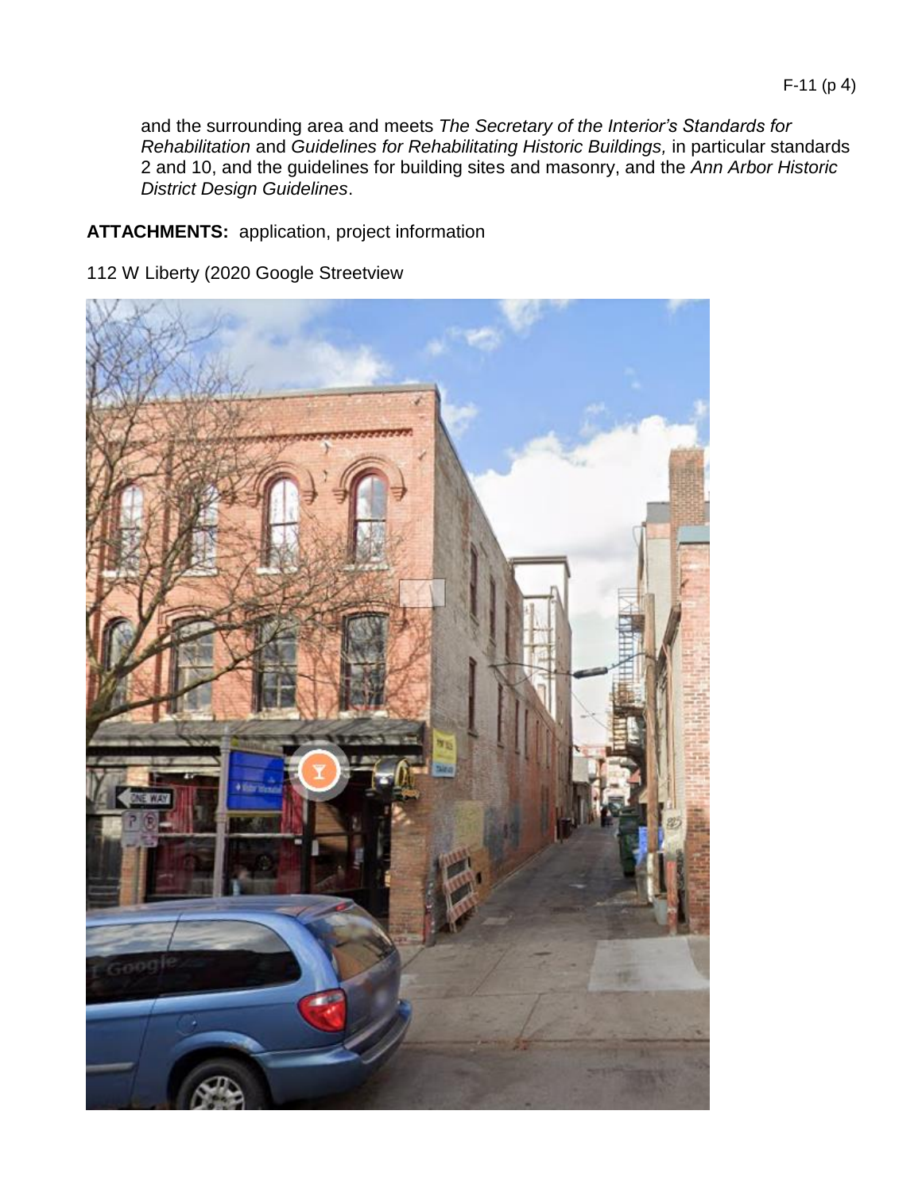and the surrounding area and meets *The Secretary of the Interior's Standards for Rehabilitation* and *Guidelines for Rehabilitating Historic Buildings,* in particular standards 2 and 10, and the guidelines for building sites and masonry, and the *Ann Arbor Historic District Design Guidelines*.

**ATTACHMENTS:** application, project information

112 W Liberty (2020 Google Streetview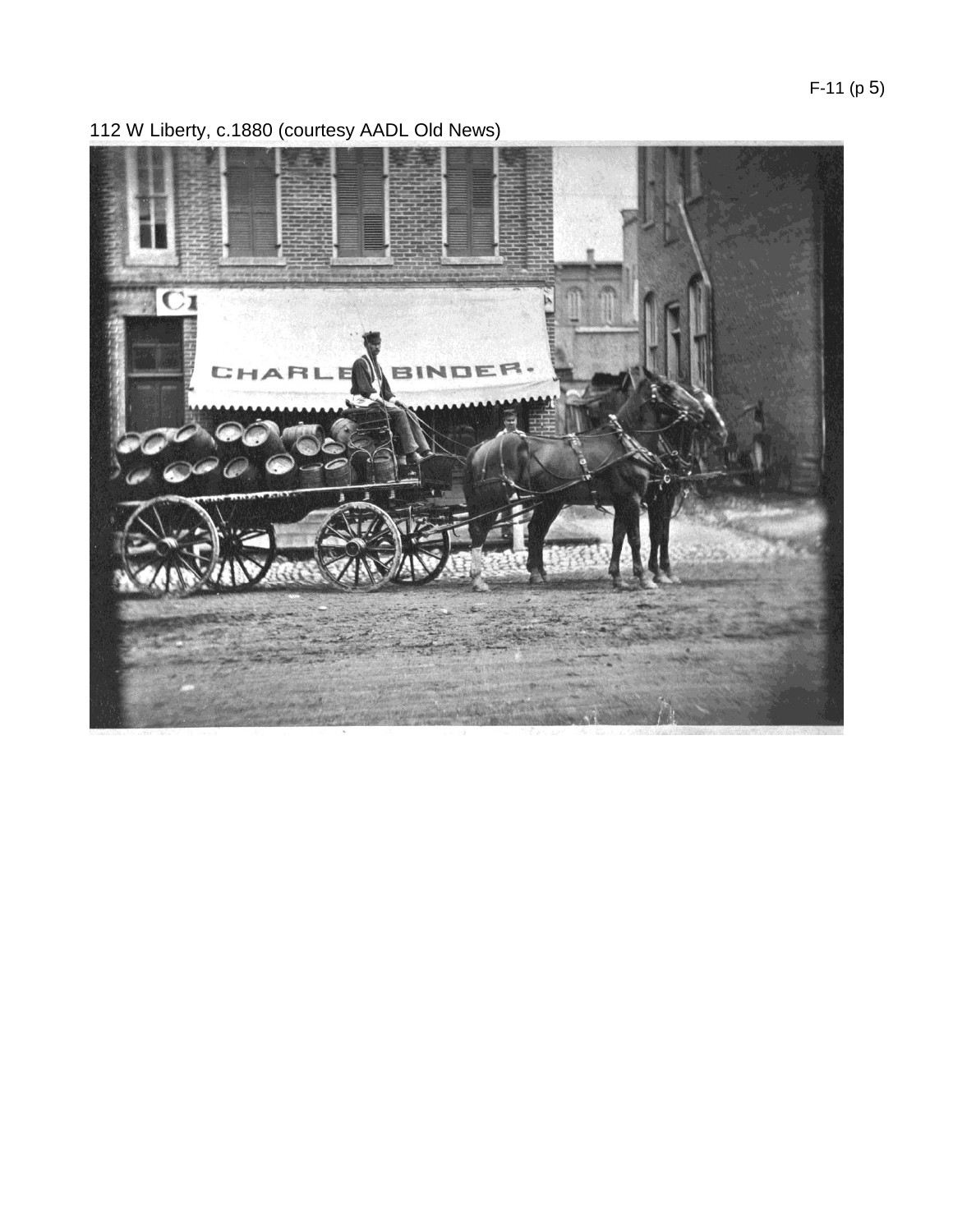112 W Liberty, c.1880 (courtesy AADL Old News)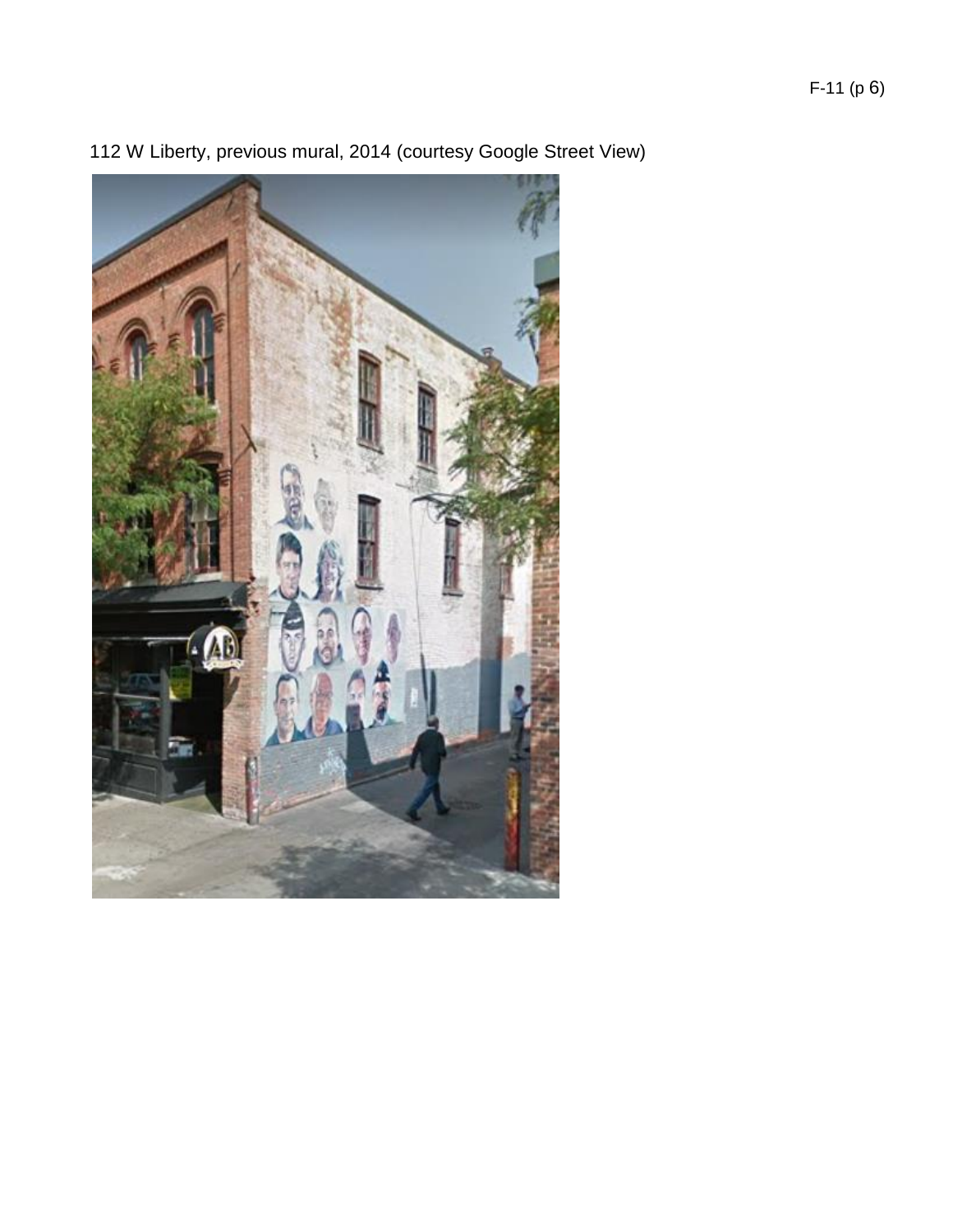112 W Liberty, previous mural, 2014 (courtesy Google Street View)